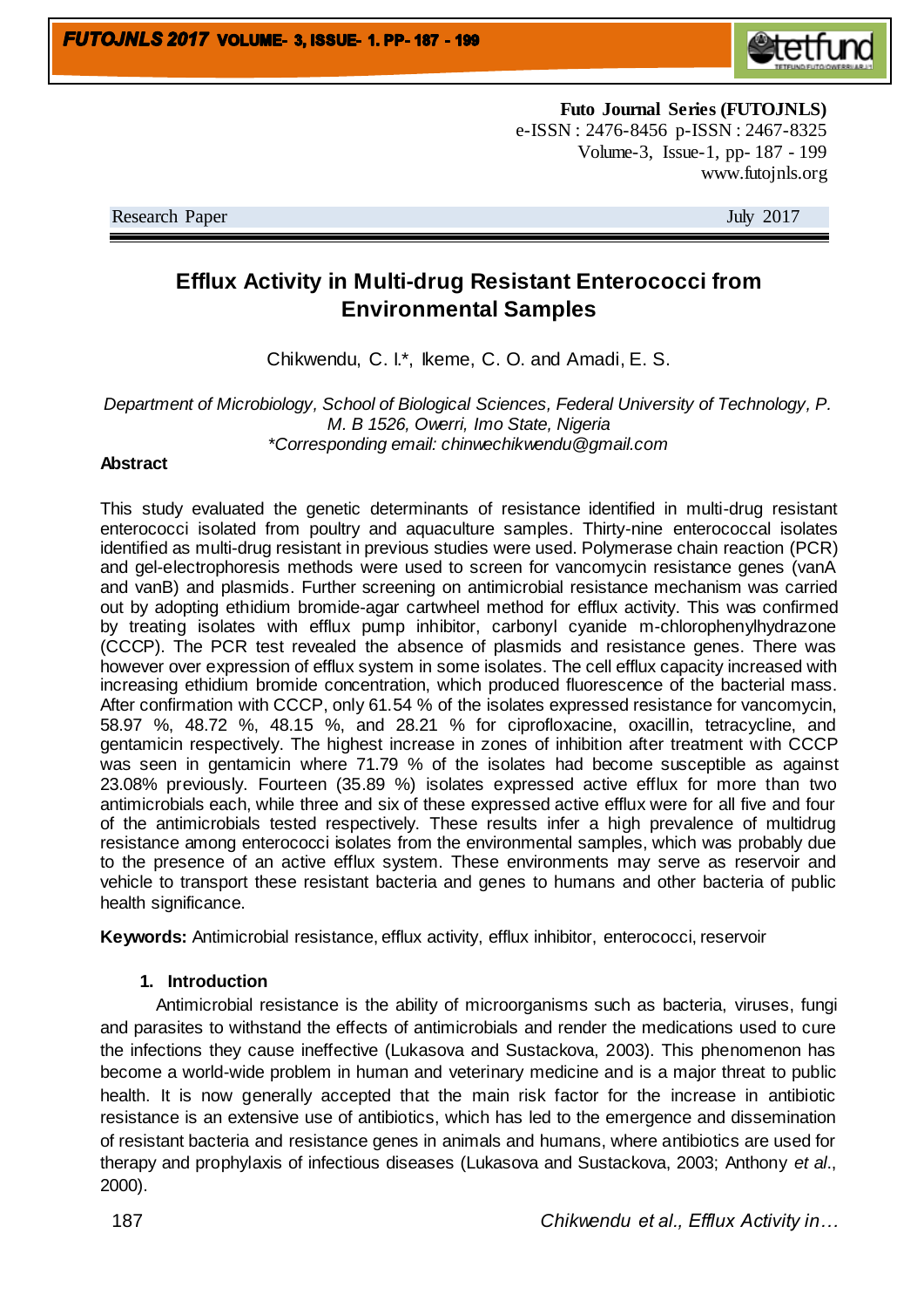**Futo Journal Series (FUTOJNLS)**
e-ISSN : 2476-8456 p-ISSN : 2467-8325
Volume-3, Issue-1, pp- 187 - 199
www.futojnls.org

Research Paper July 2017

# Efflux Activity in Multi-drug Resistant Enterococci from Environmental Samples

Chikwendu, C. I.*, Ikeme, C. O. and Amadi, E. S.

*Department of Microbiology, School of Biological Sciences, Federal University of Technology, P. M. B 1526, Owerri, Imo State, Nigeria*
*\*Corresponding email: chinwechikwendu@gmail.com*

## Abstract

This study evaluated the genetic determinants of resistance identified in multi-drug resistant enterococci isolated from poultry and aquaculture samples. Thirty-nine enterococcal isolates identified as multi-drug resistant in previous studies were used. Polymerase chain reaction (PCR) and gel-electrophoresis methods were used to screen for vancomycin resistance genes (vanA and vanB) and plasmids. Further screening on antimicrobial resistance mechanism was carried out by adopting ethidium bromide-agar cartwheel method for efflux activity. This was confirmed by treating isolates with efflux pump inhibitor, carbonyl cyanide m-chlorophenylhydrazone (CCCP). The PCR test revealed the absence of plasmids and resistance genes. There was however over expression of efflux system in some isolates. The cell efflux capacity increased with increasing ethidium bromide concentration, which produced fluorescence of the bacterial mass. After confirmation with CCCP, only 61.54 % of the isolates expressed resistance for vancomycin, 58.97 %, 48.72 %, 48.15 %, and 28.21 % for ciprofloxacine, oxacillin, tetracycline, and gentamicin respectively. The highest increase in zones of inhibition after treatment with CCCP was seen in gentamicin where 71.79 % of the isolates had become susceptible as against 23.08% previously. Fourteen (35.89 %) isolates expressed active efflux for more than two antimicrobials each, while three and six of these expressed active efflux were for all five and four of the antimicrobials tested respectively. These results infer a high prevalence of multidrug resistance among enterococci isolates from the environmental samples, which was probably due to the presence of an active efflux system. These environments may serve as reservoir and vehicle to transport these resistant bacteria and genes to humans and other bacteria of public health significance.

**Keywords:** Antimicrobial resistance, efflux activity, efflux inhibitor, enterococci, reservoir

## 1. Introduction

Antimicrobial resistance is the ability of microorganisms such as bacteria, viruses, fungi and parasites to withstand the effects of antimicrobials and render the medications used to cure the infections they cause ineffective (Lukasova and Sustackova, 2003). This phenomenon has become a world-wide problem in human and veterinary medicine and is a major threat to public health. It is now generally accepted that the main risk factor for the increase in antibiotic resistance is an extensive use of antibiotics, which has led to the emergence and dissemination of resistant bacteria and resistance genes in animals and humans, where antibiotics are used for therapy and prophylaxis of infectious diseases (Lukasova and Sustackova, 2003; Anthony *et al*., 2000).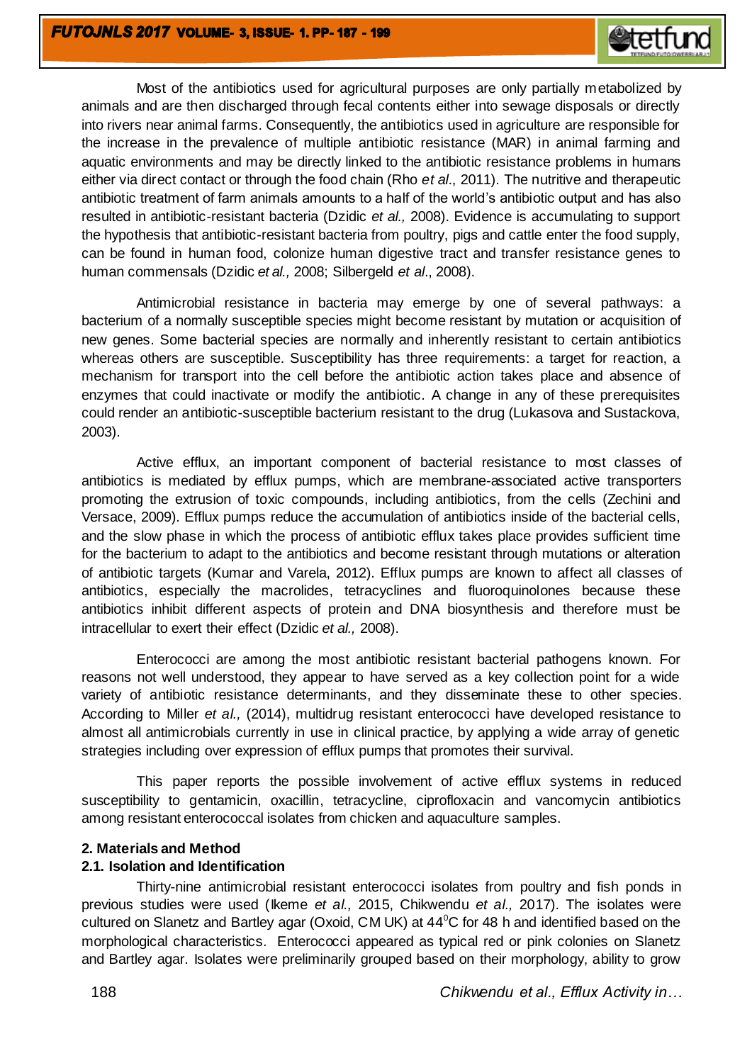Most of the antibiotics used for agricultural purposes are only partially metabolized by animals and are then discharged through fecal contents either into sewage disposals or directly into rivers near animal farms. Consequently, the antibiotics used in agriculture are responsible for the increase in the prevalence of multiple antibiotic resistance (MAR) in animal farming and aquatic environments and may be directly linked to the antibiotic resistance problems in humans either via direct contact or through the food chain (Rho *et al*., 2011). The nutritive and therapeutic antibiotic treatment of farm animals amounts to a half of the world's antibiotic output and has also resulted in antibiotic-resistant bacteria (Dzidic *et al.,* 2008). Evidence is accumulating to support the hypothesis that antibiotic-resistant bacteria from poultry, pigs and cattle enter the food supply, can be found in human food, colonize human digestive tract and transfer resistance genes to human commensals (Dzidic *et al.,* 2008; Silbergeld *et al*., 2008).

Antimicrobial resistance in bacteria may emerge by one of several pathways: a bacterium of a normally susceptible species might become resistant by mutation or acquisition of new genes. Some bacterial species are normally and inherently resistant to certain antibiotics whereas others are susceptible. Susceptibility has three requirements: a target for reaction, a mechanism for transport into the cell before the antibiotic action takes place and absence of enzymes that could inactivate or modify the antibiotic. A change in any of these prerequisites could render an antibiotic-susceptible bacterium resistant to the drug (Lukasova and Sustackova, 2003).

Active efflux, an important component of bacterial resistance to most classes of antibiotics is mediated by efflux pumps, which are membrane-associated active transporters promoting the extrusion of toxic compounds, including antibiotics, from the cells (Zechini and Versace, 2009). Efflux pumps reduce the accumulation of antibiotics inside of the bacterial cells, and the slow phase in which the process of antibiotic efflux takes place provides sufficient time for the bacterium to adapt to the antibiotics and become resistant through mutations or alteration of antibiotic targets (Kumar and Varela, 2012). Efflux pumps are known to affect all classes of antibiotics, especially the macrolides, tetracyclines and fluoroquinolones because these antibiotics inhibit different aspects of protein and DNA biosynthesis and therefore must be intracellular to exert their effect (Dzidic *et al.,* 2008).

Enterococci are among the most antibiotic resistant bacterial pathogens known. For reasons not well understood, they appear to have served as a key collection point for a wide variety of antibiotic resistance determinants, and they disseminate these to other species. According to Miller *et al.,* (2014), multidrug resistant enterococci have developed resistance to almost all antimicrobials currently in use in clinical practice, by applying a wide array of genetic strategies including over expression of efflux pumps that promotes their survival.

This paper reports the possible involvement of active efflux systems in reduced susceptibility to gentamicin, oxacillin, tetracycline, ciprofloxacin and vancomycin antibiotics among resistant enterococcal isolates from chicken and aquaculture samples.

## 2. Materials and Method

### 2.1. Isolation and Identification

Thirty-nine antimicrobial resistant enterococci isolates from poultry and fish ponds in previous studies were used (Ikeme *et al.,* 2015, Chikwendu *et al.,* 2017). The isolates were cultured on Slanetz and Bartley agar (Oxoid, CM UK) at 44$^{0}$C for 48 h and identified based on the morphological characteristics. Enterococci appeared as typical red or pink colonies on Slanetz and Bartley agar. Isolates were preliminarily grouped based on their morphology, ability to grow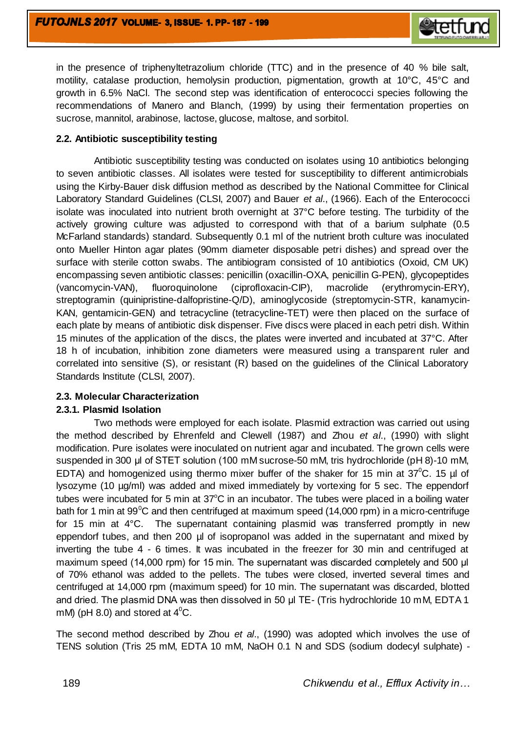in the presence of triphenyltetrazolium chloride (TTC) and in the presence of 40 % bile salt, motility, catalase production, hemolysin production, pigmentation, growth at 10°C, 45°C and growth in 6.5% NaCl. The second step was identification of enterococci species following the recommendations of Manero and Blanch, (1999) by using their fermentation properties on sucrose, mannitol, arabinose, lactose, glucose, maltose, and sorbitol.

### 2.2. Antibiotic susceptibility testing

Antibiotic susceptibility testing was conducted on isolates using 10 antibiotics belonging to seven antibiotic classes. All isolates were tested for susceptibility to different antimicrobials using the Kirby-Bauer disk diffusion method as described by the National Committee for Clinical Laboratory Standard Guidelines (CLSI, 2007) and Bauer *et al*., (1966). Each of the Enterococci isolate was inoculated into nutrient broth overnight at 37°C before testing. The turbidity of the actively growing culture was adjusted to correspond with that of a barium sulphate (0.5 McFarland standards) standard. Subsequently 0.1 ml of the nutrient broth culture was inoculated onto Mueller Hinton agar plates (90mm diameter disposable petri dishes) and spread over the surface with sterile cotton swabs. The antibiogram consisted of 10 antibiotics (Oxoid, CM UK) encompassing seven antibiotic classes: penicillin (oxacillin-OXA, penicillin G-PEN), glycopeptides (vancomycin-VAN), fluoroquinolone (ciprofloxacin-CIP), macrolide (erythromycin-ERY), streptogramin (quinipristine-dalfopristine-Q/D), aminoglycoside (streptomycin-STR, kanamycin-KAN, gentamicin-GEN) and tetracycline (tetracycline-TET) were then placed on the surface of each plate by means of antibiotic disk dispenser. Five discs were placed in each petri dish. Within 15 minutes of the application of the discs, the plates were inverted and incubated at 37°C. After 18 h of incubation, inhibition zone diameters were measured using a transparent ruler and correlated into sensitive (S), or resistant (R) based on the guidelines of the Clinical Laboratory Standards Institute (CLSI, 2007).

### 2.3. Molecular Characterization

#### 2.3.1. Plasmid Isolation

Two methods were employed for each isolate. Plasmid extraction was carried out using the method described by Ehrenfeld and Clewell (1987) and Zhou *et al*., (1990) with slight modification. Pure isolates were inoculated on nutrient agar and incubated. The grown cells were suspended in 300 µl of STET solution (100 mM sucrose-50 mM, tris hydrochloride (pH 8)-10 mM, EDTA) and homogenized using thermo mixer buffer of the shaker for 15 min at $37^0$C. 15 µl of lysozyme (10 µg/ml) was added and mixed immediately by vortexing for 5 sec. The eppendorf tubes were incubated for 5 min at $37^o$C in an incubator. The tubes were placed in a boiling water bath for 1 min at $99^0$C and then centrifuged at maximum speed (14,000 rpm) in a micro-centrifuge for 15 min at 4°C. The supernatant containing plasmid was transferred promptly in new eppendorf tubes, and then 200 µl of isopropanol was added in the supernatant and mixed by inverting the tube 4 - 6 times. It was incubated in the freezer for 30 min and centrifuged at maximum speed (14,000 rpm) for 15 min. The supernatant was discarded completely and 500 µl of 70% ethanol was added to the pellets. The tubes were closed, inverted several times and centrifuged at 14,000 rpm (maximum speed) for 10 min. The supernatant was discarded, blotted and dried. The plasmid DNA was then dissolved in 50 µl TE- (Tris hydrochloride 10 mM, EDTA 1 mM) (pH 8.0) and stored at $4^0$C.

The second method described by Zhou *et al*., (1990) was adopted which involves the use of TENS solution (Tris 25 mM, EDTA 10 mM, NaOH 0.1 N and SDS (sodium dodecyl sulphate) -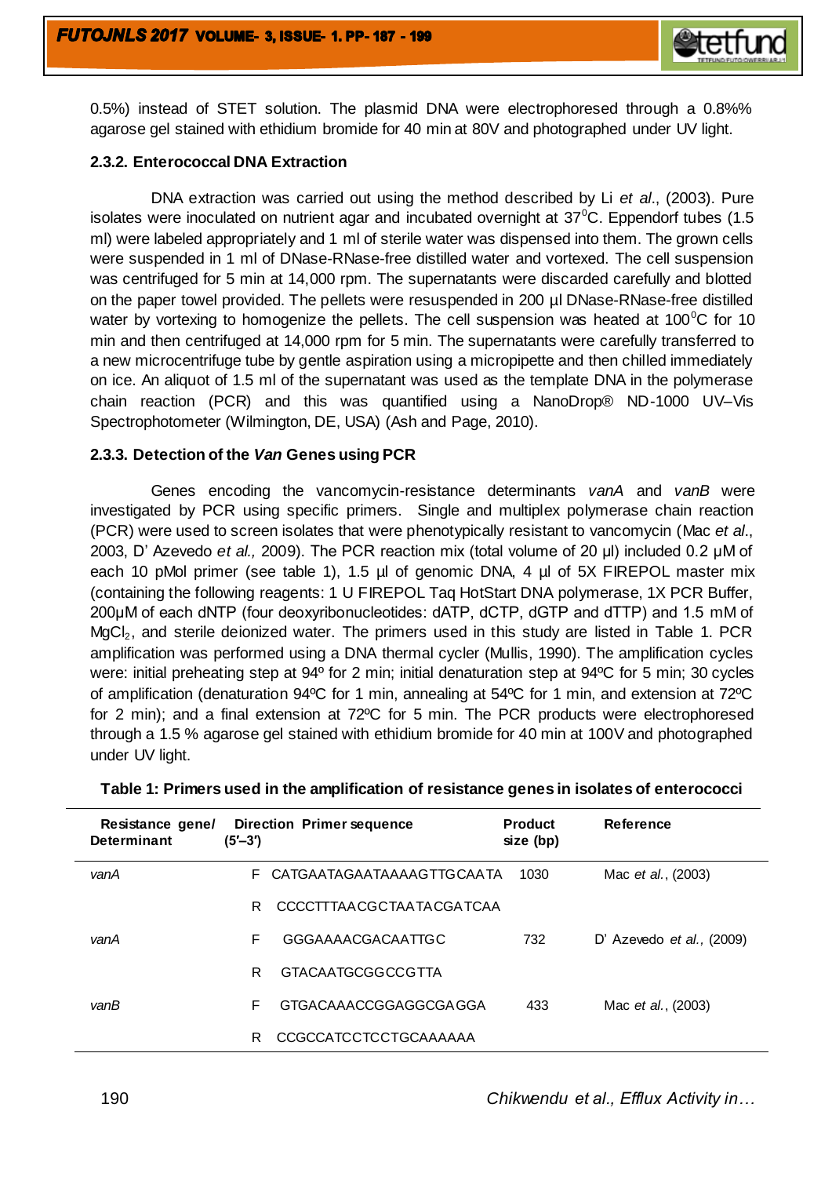0.5%) instead of STET solution. The plasmid DNA were electrophoresed through a 0.8%% agarose gel stained with ethidium bromide for 40 min at 80V and photographed under UV light.

### 2.3.2. Enterococcal DNA Extraction

DNA extraction was carried out using the method described by Li *et al*., (2003). Pure isolates were inoculated on nutrient agar and incubated overnight at 37$^{0}$C. Eppendorf tubes (1.5 ml) were labeled appropriately and 1 ml of sterile water was dispensed into them. The grown cells were suspended in 1 ml of DNase-RNase-free distilled water and vortexed. The cell suspension was centrifuged for 5 min at 14,000 rpm. The supernatants were discarded carefully and blotted on the paper towel provided. The pellets were resuspended in 200 µl DNase-RNase-free distilled water by vortexing to homogenize the pellets. The cell suspension was heated at 100$^{0}$C for 10 min and then centrifuged at 14,000 rpm for 5 min. The supernatants were carefully transferred to a new microcentrifuge tube by gentle aspiration using a micropipette and then chilled immediately on ice. An aliquot of 1.5 ml of the supernatant was used as the template DNA in the polymerase chain reaction (PCR) and this was quantified using a NanoDrop® ND-1000 UV–Vis Spectrophotometer (Wilmington, DE, USA) (Ash and Page, 2010).

### 2.3.3. Detection of the *Van* Genes using PCR

Genes encoding the vancomycin-resistance determinants *vanA* and *vanB* were investigated by PCR using specific primers. Single and multiplex polymerase chain reaction (PCR) were used to screen isolates that were phenotypically resistant to vancomycin (Mac *et al*., 2003, D' Azevedo *et al.,* 2009). The PCR reaction mix (total volume of 20 µl) included 0.2 µM of each 10 pMol primer (see table 1), 1.5 µl of genomic DNA, 4 µl of 5X FIREPOL master mix (containing the following reagents: 1 U FIREPOL Taq HotStart DNA polymerase, 1X PCR Buffer, 200µM of each dNTP (four deoxyribonucleotides: dATP, dCTP, dGTP and dTTP) and 1.5 mM of $MgCl_2$, and sterile deionized water. The primers used in this study are listed in Table 1. PCR amplification was performed using a DNA thermal cycler (Mullis, 1990). The amplification cycles were: initial preheating step at 94º for 2 min; initial denaturation step at 94ºC for 5 min; 30 cycles of amplification (denaturation 94ºC for 1 min, annealing at 54ºC for 1 min, and extension at 72ºC for 2 min); and a final extension at 72ºC for 5 min. The PCR products were electrophoresed through a 1.5 % agarose gel stained with ethidium bromide for 40 min at 100V and photographed under UV light.

**Table 1: Primers used in the amplification of resistance genes in isolates of enterococci**

| Resistance gene/ Determinant | Direction (5′–3′) | Primer sequence | Product size (bp) | Reference |
|---|---|---|---|---|
| *vanA* | F | CATGAATAGAATAAAAGTTGCAATA | 1030 | Mac *et al*., (2003) |
| | R | CCCCTTTAACGCTAATACGATCAA | | |
| *vanA* | F | GGGAAAACGACAATTGC | 732 | D' Azevedo *et al.*, (2009) |
| | R | GTACAATGCGGCCGTTA | | |
| *vanB* | F | GTGACAAACCGGAGGCGAGGA | 433 | Mac *et al*., (2003) |
| | R | CCGCCATCCTCCTGCAAAAAA | | |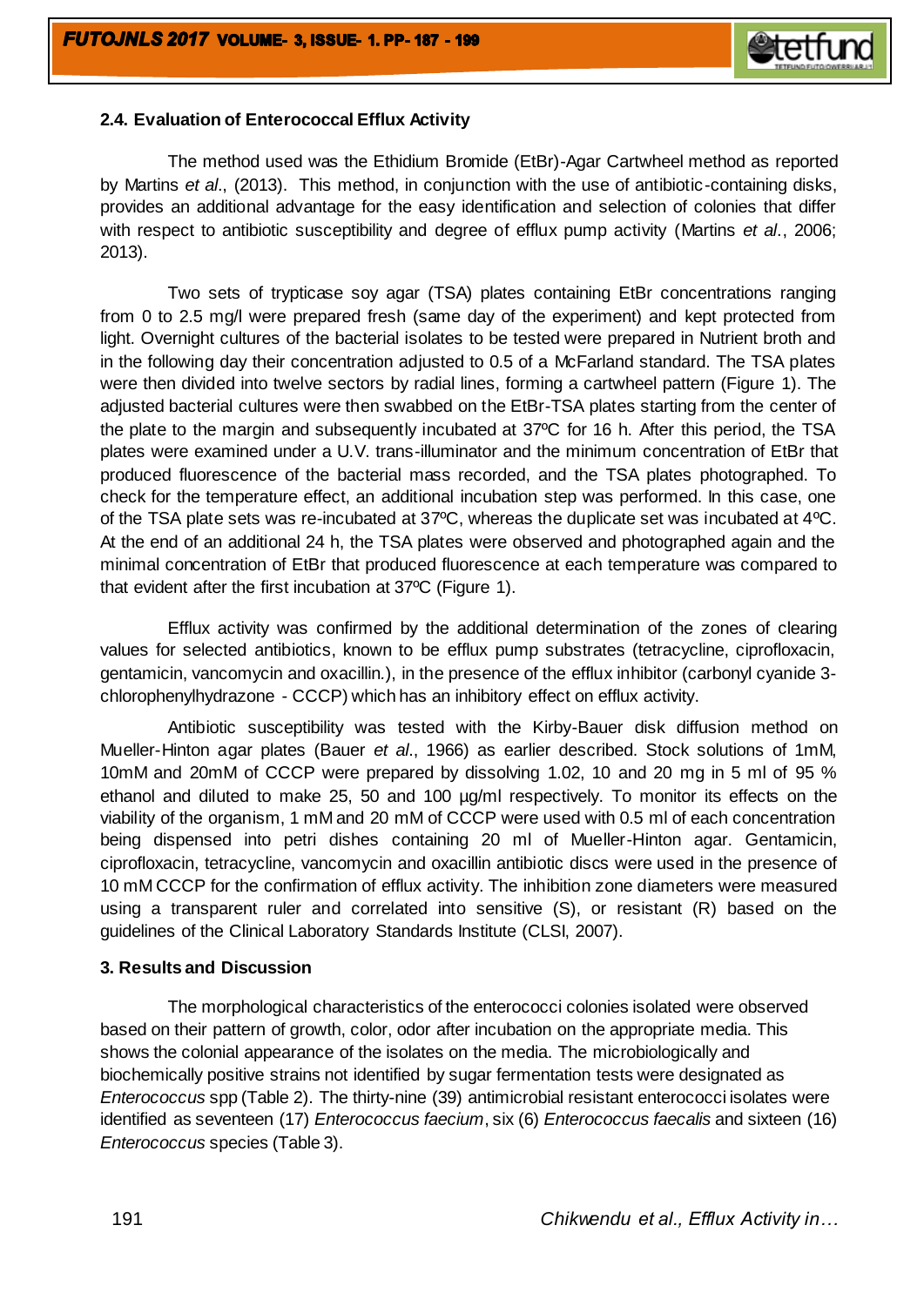### 2.4. Evaluation of Enterococcal Efflux Activity

The method used was the Ethidium Bromide (EtBr)-Agar Cartwheel method as reported by Martins *et al*., (2013). This method, in conjunction with the use of antibiotic-containing disks, provides an additional advantage for the easy identification and selection of colonies that differ with respect to antibiotic susceptibility and degree of efflux pump activity (Martins *et al*., 2006; 2013).

Two sets of trypticase soy agar (TSA) plates containing EtBr concentrations ranging from 0 to 2.5 mg/l were prepared fresh (same day of the experiment) and kept protected from light. Overnight cultures of the bacterial isolates to be tested were prepared in Nutrient broth and in the following day their concentration adjusted to 0.5 of a McFarland standard. The TSA plates were then divided into twelve sectors by radial lines, forming a cartwheel pattern (Figure 1). The adjusted bacterial cultures were then swabbed on the EtBr-TSA plates starting from the center of the plate to the margin and subsequently incubated at 37ºC for 16 h. After this period, the TSA plates were examined under a U.V. trans-illuminator and the minimum concentration of EtBr that produced fluorescence of the bacterial mass recorded, and the TSA plates photographed. To check for the temperature effect, an additional incubation step was performed. In this case, one of the TSA plate sets was re-incubated at 37ºC, whereas the duplicate set was incubated at 4ºC. At the end of an additional 24 h, the TSA plates were observed and photographed again and the minimal concentration of EtBr that produced fluorescence at each temperature was compared to that evident after the first incubation at 37ºC (Figure 1).

Efflux activity was confirmed by the additional determination of the zones of clearing values for selected antibiotics, known to be efflux pump substrates (tetracycline, ciprofloxacin, gentamicin, vancomycin and oxacillin.), in the presence of the efflux inhibitor (carbonyl cyanide 3-chlorophenylhydrazone - CCCP) which has an inhibitory effect on efflux activity.

Antibiotic susceptibility was tested with the Kirby-Bauer disk diffusion method on Mueller-Hinton agar plates (Bauer *et al*., 1966) as earlier described. Stock solutions of 1mM, 10mM and 20mM of CCCP were prepared by dissolving 1.02, 10 and 20 mg in 5 ml of 95 % ethanol and diluted to make 25, 50 and 100 µg/ml respectively. To monitor its effects on the viability of the organism, 1 mM and 20 mM of CCCP were used with 0.5 ml of each concentration being dispensed into petri dishes containing 20 ml of Mueller-Hinton agar. Gentamicin, ciprofloxacin, tetracycline, vancomycin and oxacillin antibiotic discs were used in the presence of 10 mM CCCP for the confirmation of efflux activity. The inhibition zone diameters were measured using a transparent ruler and correlated into sensitive (S), or resistant (R) based on the guidelines of the Clinical Laboratory Standards Institute (CLSI, 2007).

## 3. Results and Discussion

The morphological characteristics of the enterococci colonies isolated were observed based on their pattern of growth, color, odor after incubation on the appropriate media. This shows the colonial appearance of the isolates on the media. The microbiologically and biochemically positive strains not identified by sugar fermentation tests were designated as *Enterococcus* spp (Table 2). The thirty-nine (39) antimicrobial resistant enterococci isolates were identified as seventeen (17) *Enterococcus faecium*, six (6) *Enterococcus faecalis* and sixteen (16) *Enterococcus* species (Table 3).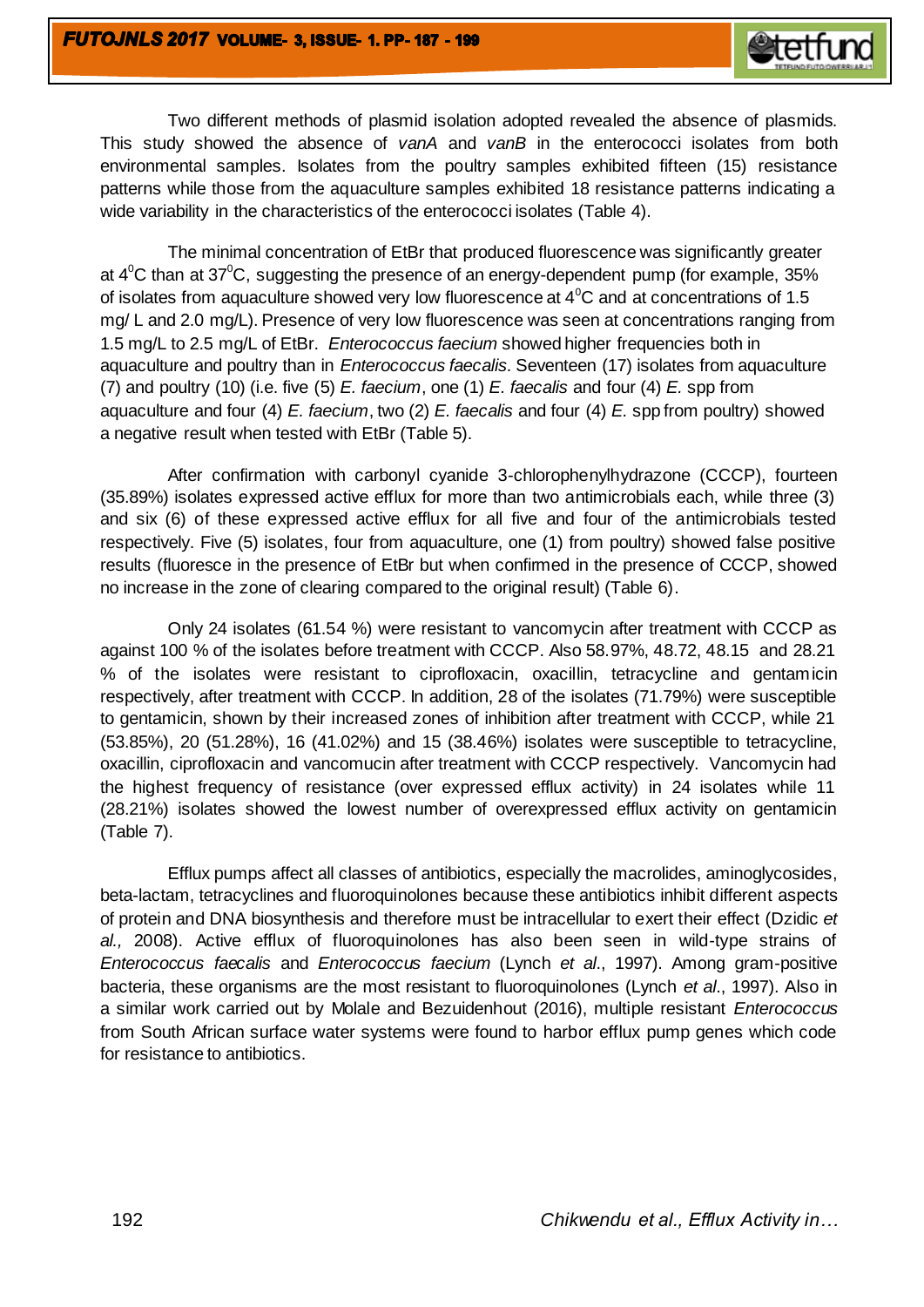Two different methods of plasmid isolation adopted revealed the absence of plasmids. This study showed the absence of *vanA* and *vanB* in the enterococci isolates from both environmental samples. Isolates from the poultry samples exhibited fifteen (15) resistance patterns while those from the aquaculture samples exhibited 18 resistance patterns indicating a wide variability in the characteristics of the enterococci isolates (Table 4).

The minimal concentration of EtBr that produced fluorescence was significantly greater at $4^0$C than at $37^0$C, suggesting the presence of an energy-dependent pump (for example, 35% of isolates from aquaculture showed very low fluorescence at $4^0$C and at concentrations of 1.5 mg/ L and 2.0 mg/L). Presence of very low fluorescence was seen at concentrations ranging from 1.5 mg/L to 2.5 mg/L of EtBr. *Enterococcus faecium* showed higher frequencies both in aquaculture and poultry than in *Enterococcus faecalis*. Seventeen (17) isolates from aquaculture (7) and poultry (10) (i.e. five (5) *E. faecium*, one (1) *E. faecalis* and four (4) *E.* spp from aquaculture and four (4) *E. faecium*, two (2) *E. faecalis* and four (4) *E.* spp from poultry) showed a negative result when tested with EtBr (Table 5).

After confirmation with carbonyl cyanide 3-chlorophenylhydrazone (CCCP), fourteen (35.89%) isolates expressed active efflux for more than two antimicrobials each, while three (3) and six (6) of these expressed active efflux for all five and four of the antimicrobials tested respectively. Five (5) isolates, four from aquaculture, one (1) from poultry) showed false positive results (fluoresce in the presence of EtBr but when confirmed in the presence of CCCP, showed no increase in the zone of clearing compared to the original result) (Table 6).

Only 24 isolates (61.54 %) were resistant to vancomycin after treatment with CCCP as against 100 % of the isolates before treatment with CCCP. Also 58.97%, 48.72, 48.15 and 28.21 % of the isolates were resistant to ciprofloxacin, oxacillin, tetracycline and gentamicin respectively, after treatment with CCCP. In addition, 28 of the isolates (71.79%) were susceptible to gentamicin, shown by their increased zones of inhibition after treatment with CCCP, while 21 (53.85%), 20 (51.28%), 16 (41.02%) and 15 (38.46%) isolates were susceptible to tetracycline, oxacillin, ciprofloxacin and vancomucin after treatment with CCCP respectively. Vancomycin had the highest frequency of resistance (over expressed efflux activity) in 24 isolates while 11 (28.21%) isolates showed the lowest number of overexpressed efflux activity on gentamicin (Table 7).

Efflux pumps affect all classes of antibiotics, especially the macrolides, aminoglycosides, beta-lactam, tetracyclines and fluoroquinolones because these antibiotics inhibit different aspects of protein and DNA biosynthesis and therefore must be intracellular to exert their effect (Dzidic *et al.,* 2008). Active efflux of fluoroquinolones has also been seen in wild-type strains of *Enterococcus faecalis* and *Enterococcus faecium* (Lynch *et al*., 1997). Among gram-positive bacteria, these organisms are the most resistant to fluoroquinolones (Lynch *et al*., 1997). Also in a similar work carried out by Molale and Bezuidenhout (2016), multiple resistant *Enterococcus* from South African surface water systems were found to harbor efflux pump genes which code for resistance to antibiotics.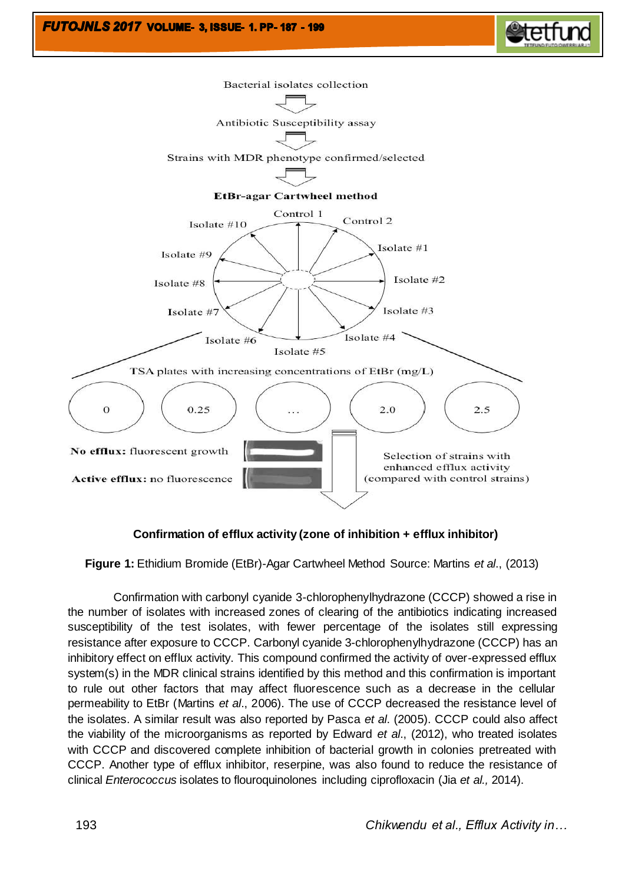Bacterial isolates collection

Antibiotic Susceptibility assay

Strains with MDR phenotype confirmed/selected

**EtBr-agar Cartwheel method**

Control 1, Control 2, Isolate #1, Isolate #2, Isolate #3, Isolate #4, Isolate #5, Isolate #6, Isolate #7, Isolate #8, Isolate #9, Isolate #10

TSA plates with increasing concentrations of EtBr (mg/L)

0 | 0.25 | ... | 2.0 | 2.5

**No efflux:** fluorescent growth

**Active efflux:** no fluorescence

Selection of strains with enhanced efflux activity (compared with control strains)

**Confirmation of efflux activity (zone of inhibition + efflux inhibitor)**

**Figure 1:** Ethidium Bromide (EtBr)-Agar Cartwheel Method Source: Martins *et al*., (2013)

Confirmation with carbonyl cyanide 3-chlorophenylhydrazone (CCCP) showed a rise in the number of isolates with increased zones of clearing of the antibiotics indicating increased susceptibility of the test isolates, with fewer percentage of the isolates still expressing resistance after exposure to CCCP. Carbonyl cyanide 3-chlorophenylhydrazone (CCCP) has an inhibitory effect on efflux activity. This compound confirmed the activity of over-expressed efflux system(s) in the MDR clinical strains identified by this method and this confirmation is important to rule out other factors that may affect fluorescence such as a decrease in the cellular permeability to EtBr (Martins *et al*., 2006). The use of CCCP decreased the resistance level of the isolates. A similar result was also reported by Pasca *et al*. (2005). CCCP could also affect the viability of the microorganisms as reported by Edward *et al*., (2012), who treated isolates with CCCP and discovered complete inhibition of bacterial growth in colonies pretreated with CCCP. Another type of efflux inhibitor, reserpine, was also found to reduce the resistance of clinical *Enterococcus* isolates to flouroquinolones including ciprofloxacin (Jia *et al.,* 2014).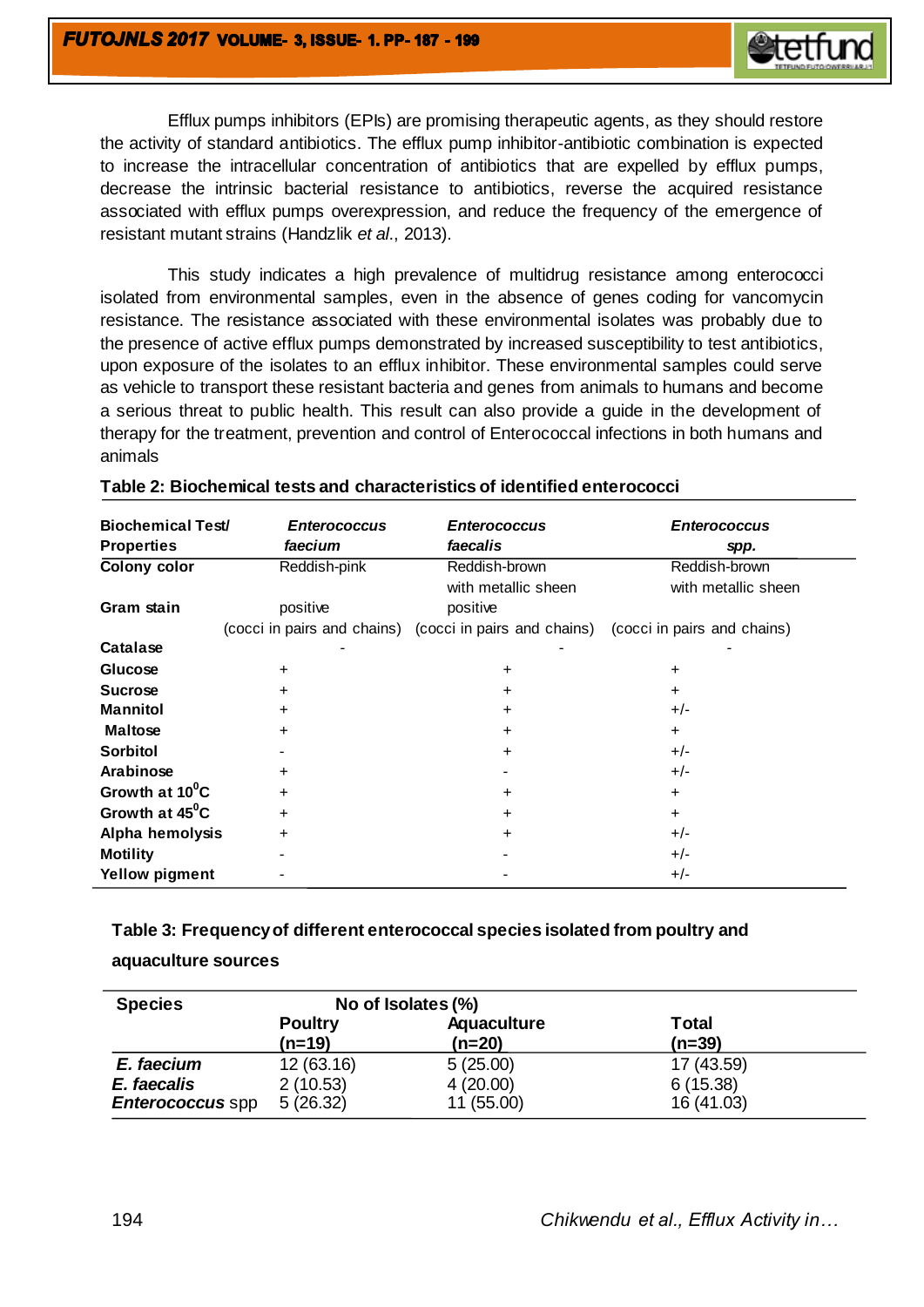Efflux pumps inhibitors (EPIs) are promising therapeutic agents, as they should restore the activity of standard antibiotics. The efflux pump inhibitor-antibiotic combination is expected to increase the intracellular concentration of antibiotics that are expelled by efflux pumps, decrease the intrinsic bacterial resistance to antibiotics, reverse the acquired resistance associated with efflux pumps overexpression, and reduce the frequency of the emergence of resistant mutant strains (Handzlik *et al*., 2013).

This study indicates a high prevalence of multidrug resistance among enterococci isolated from environmental samples, even in the absence of genes coding for vancomycin resistance. The resistance associated with these environmental isolates was probably due to the presence of active efflux pumps demonstrated by increased susceptibility to test antibiotics, upon exposure of the isolates to an efflux inhibitor. These environmental samples could serve as vehicle to transport these resistant bacteria and genes from animals to humans and become a serious threat to public health. This result can also provide a guide in the development of therapy for the treatment, prevention and control of Enterococcal infections in both humans and animals

**Table 2: Biochemical tests and characteristics of identified enterococci**

| Biochemical Test/ Properties | *Enterococcus faecium* | *Enterococcus faecalis* | *Enterococcus spp.* |
|---|---|---|---|
| **Colony color** | Reddish-pink | Reddish-brown with metallic sheen | Reddish-brown with metallic sheen |
| **Gram stain** | positive (cocci in pairs and chains) | positive (cocci in pairs and chains) | (cocci in pairs and chains) |
| **Catalase** | - | - | - |
| **Glucose** | + | + | + |
| **Sucrose** | + | + | + |
| **Mannitol** | + | + | +/- |
| **Maltose** | + | + | + |
| **Sorbitol** | - | + | +/- |
| **Arabinose** | + | - | +/- |
| **Growth at $10^0$C** | + | + | + |
| **Growth at $45^0$C** | + | + | + |
| **Alpha hemolysis** | + | + | +/- |
| **Motility** | - | - | +/- |
| **Yellow pigment** | - | - | +/- |

**Table 3: Frequency of different enterococcal species isolated from poultry and aquaculture sources**

| Species | No of Isolates (%) | | |
|---|---|---|---|
| | Poultry (n=19) | Aquaculture (n=20) | Total (n=39) |
| *E. faecium* | 12 (63.16) | 5 (25.00) | 17 (43.59) |
| *E. faecalis* | 2 (10.53) | 4 (20.00) | 6 (15.38) |
| *Enterococcus* spp | 5 (26.32) | 11 (55.00) | 16 (41.03) |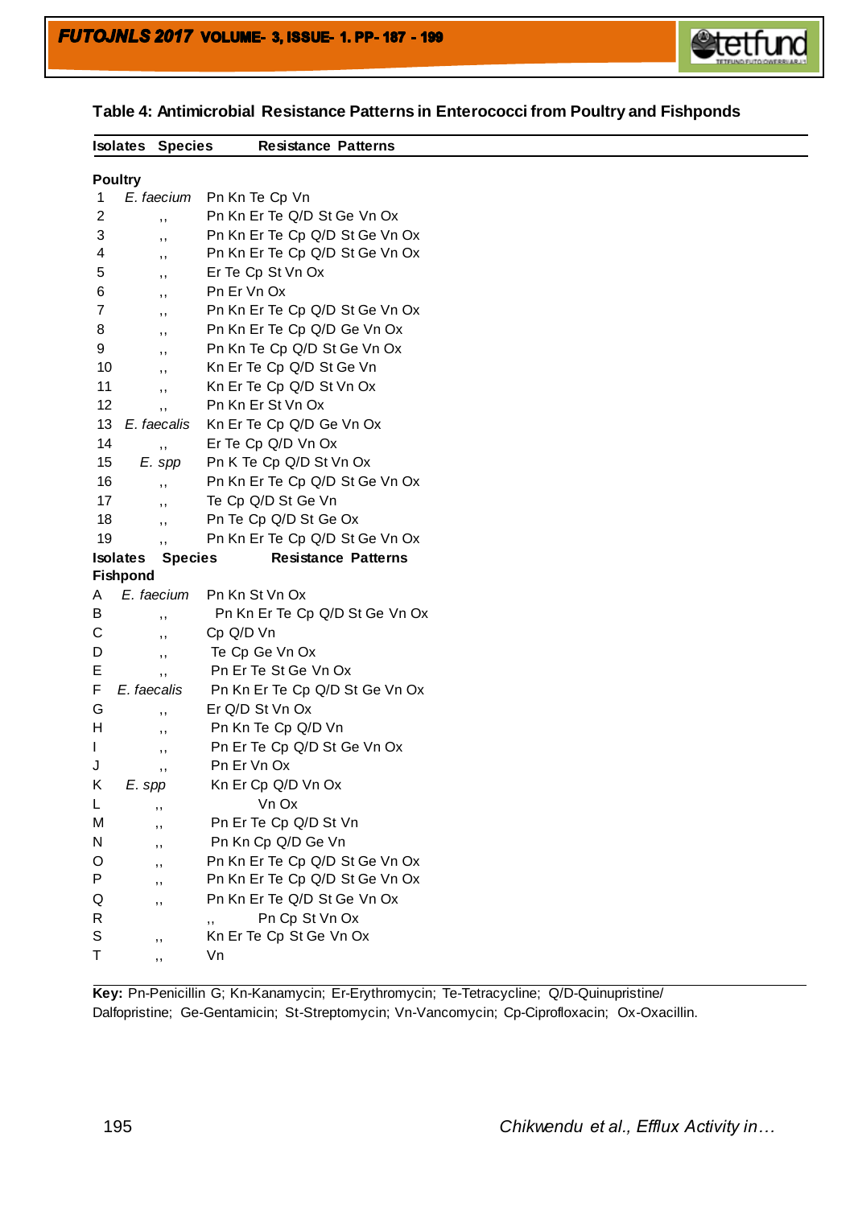**Table 4: Antimicrobial Resistance Patterns in Enterococci from Poultry and Fishponds**

| Isolates | Species | Resistance Patterns |
|---|---|---|
| **Poultry** | | |
| 1 | *E. faecium* | Pn Kn Te Cp Vn |
| 2 | ,, | Pn Kn Er Te Q/D St Ge Vn Ox |
| 3 | ,, | Pn Kn Er Te Cp Q/D St Ge Vn Ox |
| 4 | ,, | Pn Kn Er Te Cp Q/D St Ge Vn Ox |
| 5 | ,, | Er Te Cp St Vn Ox |
| 6 | ,, | Pn Er Vn Ox |
| 7 | ,, | Pn Kn Er Te Cp Q/D St Ge Vn Ox |
| 8 | ,, | Pn Kn Er Te Cp Q/D Ge Vn Ox |
| 9 | ,, | Pn Kn Te Cp Q/D St Ge Vn Ox |
| 10 | ,, | Kn Er Te Cp Q/D St Ge Vn |
| 11 | ,, | Kn Er Te Cp Q/D St Vn Ox |
| 12 | ,, | Pn Kn Er St Vn Ox |
| 13 | *E. faecalis* | Kn Er Te Cp Q/D Ge Vn Ox |
| 14 | ,, | Er Te Cp Q/D Vn Ox |
| 15 | *E. spp* | Pn K Te Cp Q/D St Vn Ox |
| 16 | ,, | Pn Kn Er Te Cp Q/D St Ge Vn Ox |
| 17 | ,, | Te Cp Q/D St Ge Vn |
| 18 | ,, | Pn Te Cp Q/D St Ge Ox |
| 19 | ,, | Pn Kn Er Te Cp Q/D St Ge Vn Ox |
| **Isolates** | **Species** | **Resistance Patterns** |
| **Fishpond** | | |
| A | *E. faecium* | Pn Kn St Vn Ox |
| B | ,, | Pn Kn Er Te Cp Q/D St Ge Vn Ox |
| C | ,, | Cp Q/D Vn |
| D | ,, | Te Cp Ge Vn Ox |
| E | ,, | Pn Er Te St Ge Vn Ox |
| F | *E. faecalis* | Pn Kn Er Te Cp Q/D St Ge Vn Ox |
| G | ,, | Er Q/D St Vn Ox |
| H | ,, | Pn Kn Te Cp Q/D Vn |
| I | ,, | Pn Er Te Cp Q/D St Ge Vn Ox |
| J | ,, | Pn Er Vn Ox |
| K | *E. spp* | Kn Er Cp Q/D Vn Ox |
| L | ,, | Vn Ox |
| M | ,, | Pn Er Te Cp Q/D St Vn |
| N | ,, | Pn Kn Cp Q/D Ge Vn |
| O | ,, | Pn Kn Er Te Cp Q/D St Ge Vn Ox |
| P | ,, | Pn Kn Er Te Cp Q/D St Ge Vn Ox |
| Q | ,, | Pn Kn Er Te Q/D St Ge Vn Ox |
| R | ,, | Pn Cp St Vn Ox |
| S | ,, | Kn Er Te Cp St Ge Vn Ox |
| T | ,, | Vn |

**Key:** Pn-Penicillin G; Kn-Kanamycin; Er-Erythromycin; Te-Tetracycline; Q/D-Quinupristine/ Dalfopristine; Ge-Gentamicin; St-Streptomycin; Vn-Vancomycin; Cp-Ciprofloxacin; Ox-Oxacillin.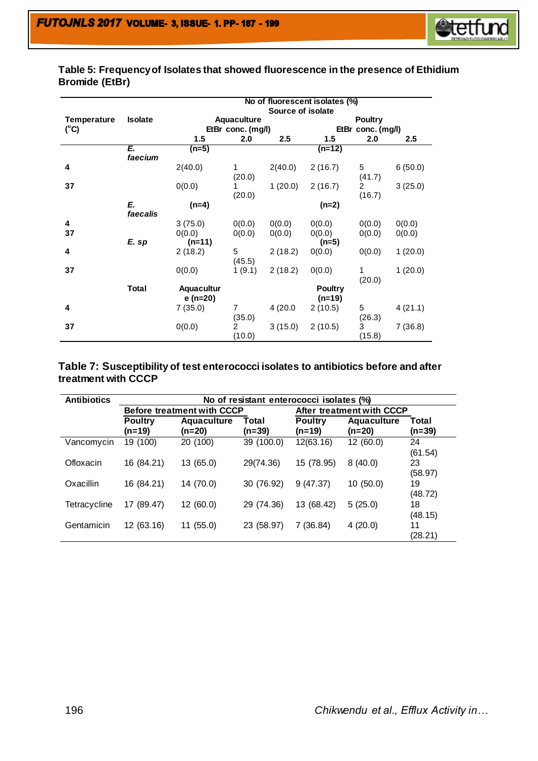**Table 5: Frequency of Isolates that showed fluorescence in the presence of Ethidium Bromide (EtBr)**

| Temperature (°C) | Isolate | No of fluorescent isolates (%) Source of isolate | | | | | |
|---|---|---|---|---|---|---|---|
| | | Aquaculture EtBr conc. (mg/l) | | | Poultry EtBr conc. (mg/l) | | |
| | | 1.5 | 2.0 | 2.5 | 1.5 | 2.0 | 2.5 |
| | *E. faecium* | (n=5) | | | (n=12) | | |
| 4 | | 2(40.0) | 1 (20.0) | 2(40.0) | 2 (16.7) | 5 (41.7) | 6 (50.0) |
| 37 | | 0(0.0) | 1 (20.0) | 1 (20.0) | 2 (16.7) | 2 (16.7) | 3 (25.0) |
| | *E. faecalis* | (n=4) | | | (n=2) | | |
| 4 | | 3 (75.0) | 0(0.0) | 0(0.0) | 0(0.0) | 0(0.0) | 0(0.0) |
| 37 | | 0(0.0) | 0(0.0) | 0(0.0) | 0(0.0) | 0(0.0) | 0(0.0) |
| | *E. sp* | (n=11) | | | (n=5) | | |
| 4 | | 2 (18.2) | 5 (45.5) | 2 (18.2) | 0(0.0) | 0(0.0) | 1 (20.0) |
| 37 | | 0(0.0) | 1 (9.1) | 2 (18.2) | 0(0.0) | 1 (20.0) | 1 (20.0) |
| | Total | Aquaculture (n=20) | | | Poultry (n=19) | | |
| 4 | | 7 (35.0) | 7 (35.0) | 4 (20.0 | 2 (10.5) | 5 (26.3) | 4 (21.1) |
| 37 | | 0(0.0) | 2 (10.0) | 3 (15.0) | 2 (10.5) | 3 (15.8) | 7 (36.8) |

**Table 7: Susceptibility of test enterococci isolates to antibiotics before and after treatment with CCCP**

| Antibiotics | No of resistant enterococci isolates (%) | | | | | |
|---|---|---|---|---|---|---|
| | Before treatment with CCCP | | | After treatment with CCCP | | |
| | Poultry (n=19) | Aquaculture (n=20) | Total (n=39) | Poultry (n=19) | Aquaculture (n=20) | Total (n=39) |
| Vancomycin | 19 (100) | 20 (100) | 39 (100.0) | 12(63.16) | 12 (60.0) | 24 (61.54) |
| Ofloxacin | 16 (84.21) | 13 (65.0) | 29(74.36) | 15 (78.95) | 8 (40.0) | 23 (58.97) |
| Oxacillin | 16 (84.21) | 14 (70.0) | 30 (76.92) | 9 (47.37) | 10 (50.0) | 19 (48.72) |
| Tetracycline | 17 (89.47) | 12 (60.0) | 29 (74.36) | 13 (68.42) | 5 (25.0) | 18 (48.15) |
| Gentamicin | 12 (63.16) | 11 (55.0) | 23 (58.97) | 7 (36.84) | 4 (20.0) | 11 (28.21) |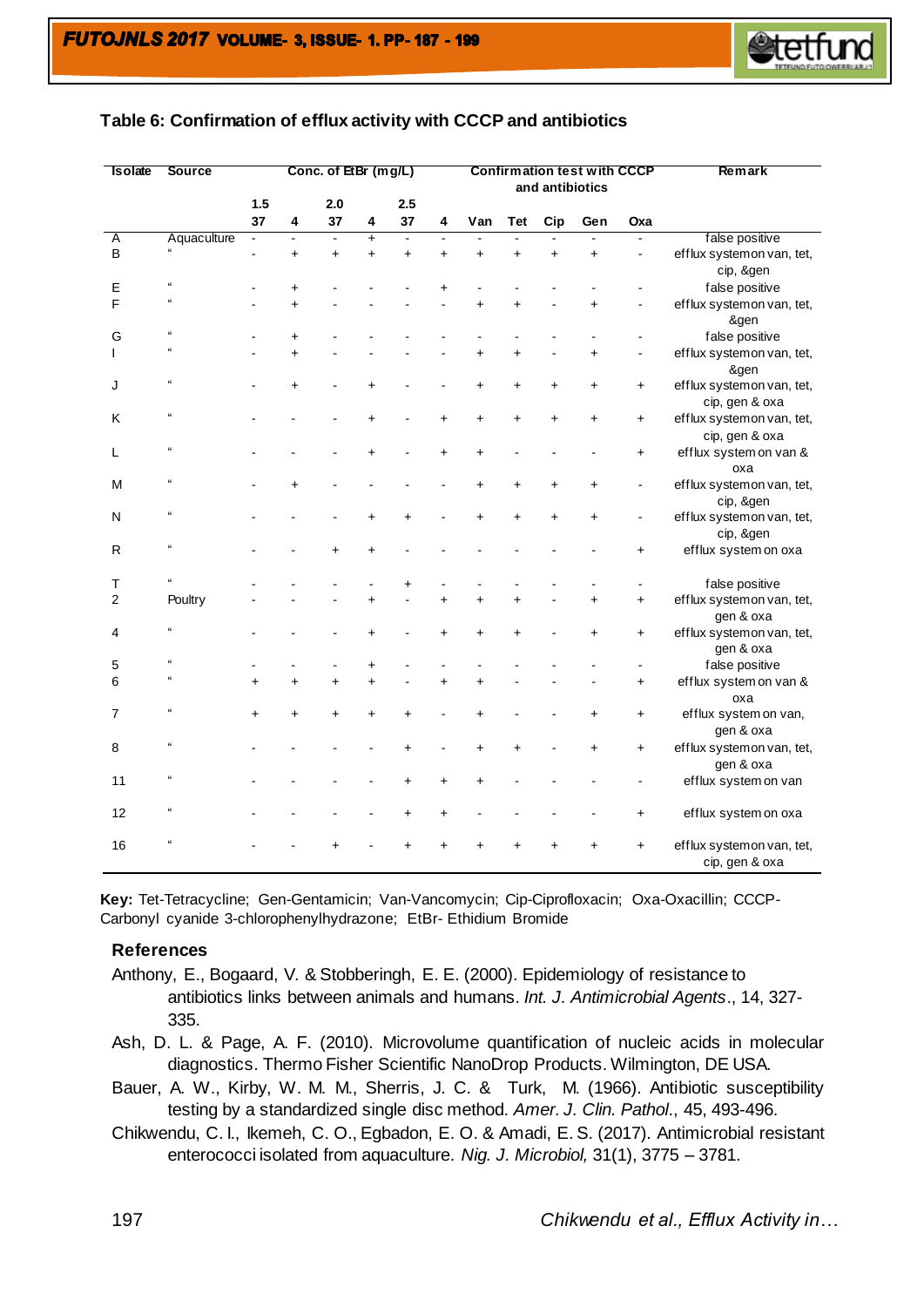**Table 6: Confirmation of efflux activity with CCCP and antibiotics**

| Isolate | Source | Conc. of EtBr (mg/L) | | | | | | Confirmation test with CCCP and antibiotics | | | | | Remark |
|---|---|---|---|---|---|---|---|---|---|---|---|---|---|
| | | 1.5 | | 2.0 | | 2.5 | | | | | | | |
| | | 37 | 4 | 37 | 4 | 37 | 4 | Van | Tet | Cip | Gen | Oxa | |
| A | Aquaculture | - | - | - | + | - | - | - | - | - | - | - | false positive |
| B | " | - | + | + | + | + | + | + | + | + | + | - | efflux system on van, tet, cip, &gen |
| E | " | - | + | - | - | - | + | - | - | - | - | - | false positive |
| F | " | - | + | - | - | - | - | + | + | - | + | - | efflux system on van, tet, &gen |
| G | " | - | + | - | - | - | - | - | - | - | - | - | false positive |
| I | " | - | + | - | - | - | - | + | + | - | + | - | efflux system on van, tet, &gen |
| J | " | - | + | - | + | - | - | + | + | + | + | + | efflux system on van, tet, cip, gen & oxa |
| K | " | - | - | - | + | - | + | + | + | + | + | + | efflux system on van, tet, cip, gen & oxa |
| L | " | - | - | - | + | - | + | + | - | - | - | + | efflux system on van & oxa |
| M | " | - | + | - | - | - | - | + | + | + | + | - | efflux system on van, tet, cip, &gen |
| N | " | - | - | - | + | + | - | + | + | + | + | - | efflux system on van, tet, cip, &gen |
| R | " | - | - | + | + | - | - | - | - | - | - | + | efflux system on oxa |
| T | " | - | - | - | - | + | - | - | - | - | - | - | false positive |
| 2 | Poultry | - | - | - | + | - | + | + | + | - | + | + | efflux system on van, tet, gen & oxa |
| 4 | " | - | - | - | + | - | + | + | + | - | + | + | efflux system on van, tet, gen & oxa |
| 5 | " | - | - | - | + | - | - | - | - | - | - | - | false positive |
| 6 | " | + | + | + | + | - | + | + | - | - | - | + | efflux system on van & oxa |
| 7 | " | + | + | + | + | + | - | + | - | - | + | + | efflux system on van, gen & oxa |
| 8 | " | - | - | - | - | + | - | + | + | - | + | + | efflux system on van, tet, gen & oxa |
| 11 | " | - | - | - | - | + | + | + | - | - | - | - | efflux system on van |
| 12 | " | - | - | - | - | + | + | - | - | - | - | + | efflux system on oxa |
| 16 | " | - | - | + | - | + | + | + | + | + | + | + | efflux system on van, tet, cip, gen & oxa |

**Key:** Tet-Tetracycline; Gen-Gentamicin; Van-Vancomycin; Cip-Ciprofloxacin; Oxa-Oxacillin; CCCP-Carbonyl cyanide 3-chlorophenylhydrazone; EtBr- Ethidium Bromide

## References

Anthony, E., Bogaard, V. & Stobberingh, E. E. (2000). Epidemiology of resistance to antibiotics links between animals and humans. *Int. J. Antimicrobial Agents*., 14, 327-335.

Ash, D. L. & Page, A. F. (2010). Microvolume quantification of nucleic acids in molecular diagnostics. Thermo Fisher Scientific NanoDrop Products. Wilmington, DE USA.

Bauer, A. W., Kirby, W. M. M., Sherris, J. C. & Turk, M. (1966). Antibiotic susceptibility testing by a standardized single disc method. *Amer. J. Clin. Pathol*., 45, 493-496.

Chikwendu, C. I., Ikemeh, C. O., Egbadon, E. O. & Amadi, E. S. (2017). Antimicrobial resistant enterococci isolated from aquaculture. *Nig. J. Microbiol,* 31(1), 3775 – 3781.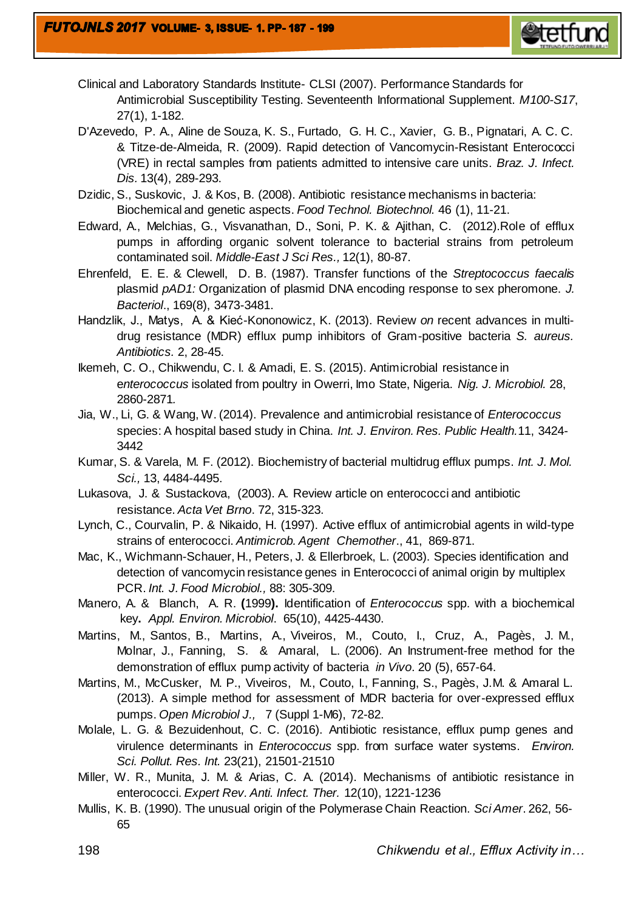Clinical and Laboratory Standards Institute- CLSI (2007). Performance Standards for Antimicrobial Susceptibility Testing. Seventeenth Informational Supplement. *M100-S17*, 27(1), 1-182.

D'Azevedo, P. A., Aline de Souza, K. S., Furtado, G. H. C., Xavier, G. B., Pignatari, A. C. C. & Titze-de-Almeida, R. (2009). Rapid detection of Vancomycin-Resistant Enterococci (VRE) in rectal samples from patients admitted to intensive care units. *Braz. J. Infect. Dis.* 13(4), 289-293.

Dzidic, S., Suskovic, J. & Kos, B. (2008). Antibiotic resistance mechanisms in bacteria: Biochemical and genetic aspects. *Food Technol. Biotechnol.* 46 (1), 11-21.

Edward, A., Melchias, G., Visvanathan, D., Soni, P. K. & Ajithan, C. (2012).Role of efflux pumps in affording organic solvent tolerance to bacterial strains from petroleum contaminated soil. *Middle-East J Sci Res.,* 12(1), 80-87.

Ehrenfeld, E. E. & Clewell, D. B. (1987). Transfer functions of the *Streptococcus faecalis* plasmid *pAD1:* Organization of plasmid DNA encoding response to sex pheromone. *J. Bacteriol*., 169(8), 3473-3481.

Handzlik, J., Matys, A. & Kieć-Kononowicz, K. (2013). Review *on* recent advances in multi-drug resistance (MDR) efflux pump inhibitors of Gram-positive bacteria *S. aureus. Antibiotics.* 2, 28-45.

Ikemeh, C. O., Chikwendu, C. I. & Amadi, E. S. (2015). Antimicrobial resistance in *enterococcus* isolated from poultry in Owerri, Imo State, Nigeria. *Nig. J. Microbiol.* 28, 2860-2871.

Jia, W., Li, G. & Wang, W. (2014). Prevalence and antimicrobial resistance of *Enterococcus* species: A hospital based study in China. *Int. J. Environ. Res. Public Health.*11, 3424-3442

Kumar, S. & Varela, M. F. (2012). Biochemistry of bacterial multidrug efflux pumps. *Int. J. Mol. Sci.,* 13, 4484-4495.

Lukasova, J. & Sustackova, (2003). A. Review article on enterococci and antibiotic resistance. *Acta Vet Brno*. 72, 315-323.

Lynch, C., Courvalin, P. & Nikaido, H. (1997). Active efflux of antimicrobial agents in wild-type strains of enterococci. *Antimicrob. Agent Chemother*., 41, 869-871.

Mac, K., Wichmann-Schauer, H., Peters, J. & Ellerbroek, L. (2003). Species identification and detection of vancomycin resistance genes in Enterococci of animal origin by multiplex PCR. *Int. J. Food Microbiol.,* 88: 305-309.

Manero, A. & Blanch, A. R. **(**1999**).** Identification of *Enterococcus* spp. with a biochemical key**.** *Appl. Environ. Microbiol*. 65(10), 4425-4430.

Martins, M., Santos, B., Martins, A., Viveiros, M., Couto, I., Cruz, A., Pagès, J. M., Molnar, J., Fanning, S. & Amaral, L. (2006). An Instrument-free method for the demonstration of efflux pump activity of bacteria *in Vivo*. 20 (5), 657-64.

Martins, M., McCusker, M. P., Viveiros, M., Couto, I., Fanning, S., Pagès, J.M. & Amaral L. (2013). A simple method for assessment of MDR bacteria for over-expressed efflux pumps. *Open Microbiol J.,* 7 (Suppl 1-M6), 72-82.

Molale, L. G. & Bezuidenhout, C. C. (2016). Antibiotic resistance, efflux pump genes and virulence determinants in *Enterococcus* spp. from surface water systems. *Environ. Sci. Pollut. Res. Int.* 23(21), 21501-21510

Miller, W. R., Munita, J. M. & Arias, C. A. (2014). Mechanisms of antibiotic resistance in enterococci. *Expert Rev. Anti. Infect. Ther.* 12(10), 1221-1236

Mullis, K. B. (1990). The unusual origin of the Polymerase Chain Reaction. *Sci Amer*. 262, 56-65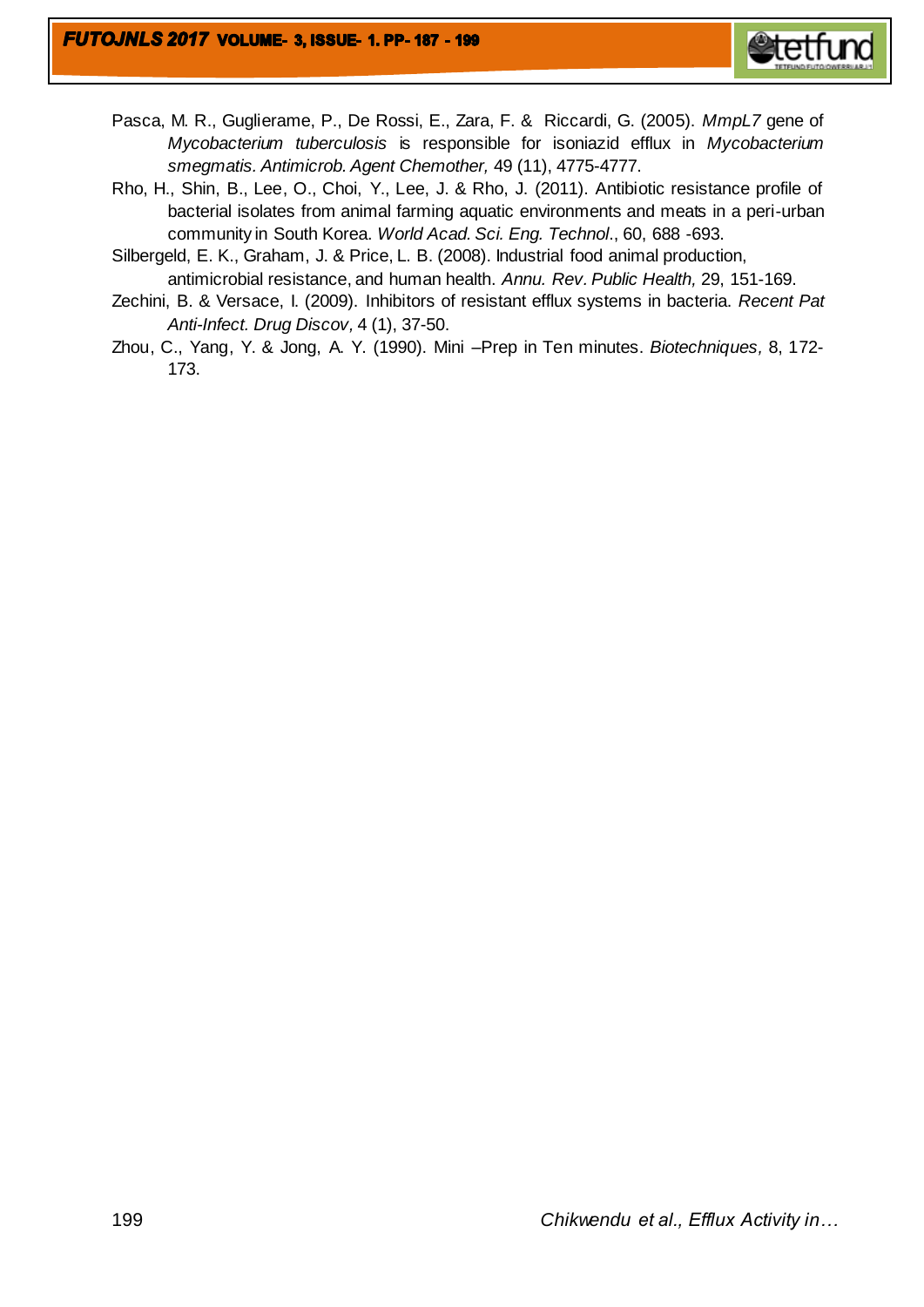Pasca, M. R., Guglierame, P., De Rossi, E., Zara, F. & Riccardi, G. (2005). *MmpL7* gene of *Mycobacterium tuberculosis* is responsible for isoniazid efflux in *Mycobacterium smegmatis*. *Antimicrob. Agent Chemother,* 49 (11), 4775-4777.

Rho, H., Shin, B., Lee, O., Choi, Y., Lee, J. & Rho, J. (2011). Antibiotic resistance profile of bacterial isolates from animal farming aquatic environments and meats in a peri-urban community in South Korea. *World Acad. Sci. Eng. Technol*., 60, 688 -693.

Silbergeld, E. K., Graham, J. & Price, L. B. (2008). Industrial food animal production, antimicrobial resistance, and human health. *Annu. Rev. Public Health,* 29, 151-169.

Zechini, B. & Versace, I. (2009). Inhibitors of resistant efflux systems in bacteria. *Recent Pat Anti-Infect. Drug Discov,* 4 (1), 37-50.

Zhou, C., Yang, Y. & Jong, A. Y. (1990). Mini –Prep in Ten minutes. *Biotechniques,* 8, 172-173.